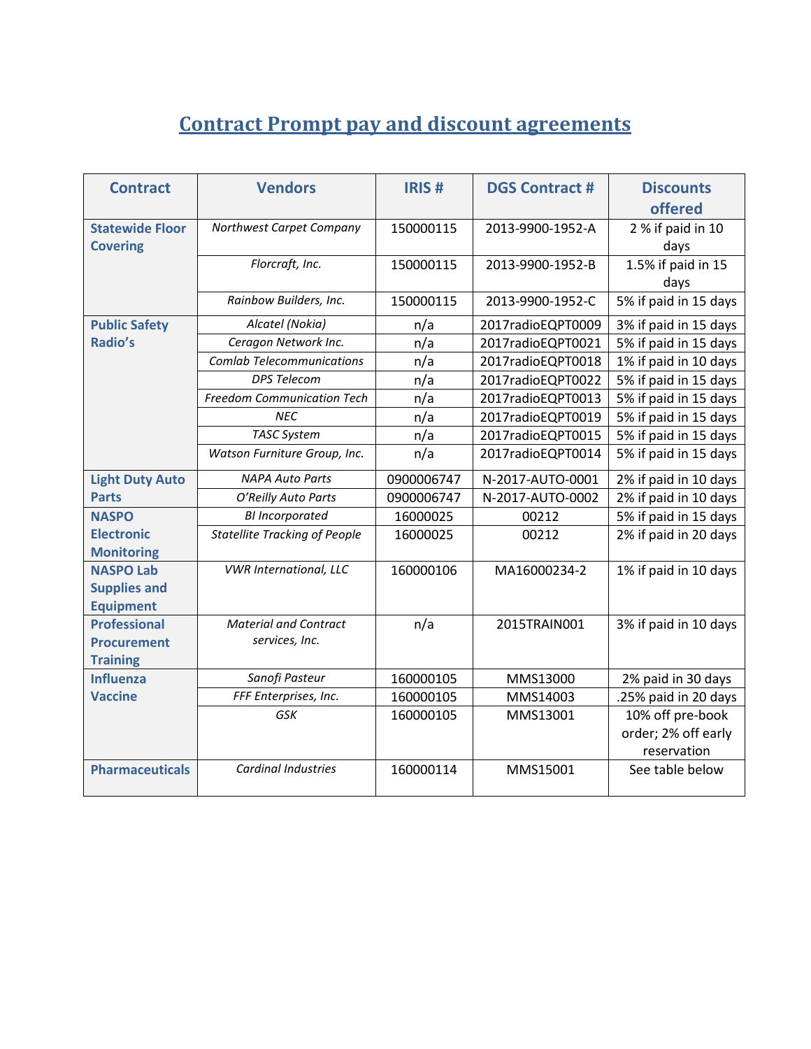# Contract Prompt pay and discount agreements

| Contract | Vendors | IRIS # | DGS Contract # | Discounts offered |
|---|---|---|---|---|
| **Statewide Floor Covering** | *Northwest Carpet Company* | 150000115 | 2013-9900-1952-A | 2 % if paid in 10 days |
| | *Florcraft, Inc.* | 150000115 | 2013-9900-1952-B | 1.5% if paid in 15 days |
| | *Rainbow Builders, Inc.* | 150000115 | 2013-9900-1952-C | 5% if paid in 15 days |
| **Public Safety Radio's** | *Alcatel (Nokia)* | n/a | 2017radioEQPT0009 | 3% if paid in 15 days |
| | *Ceragon Network Inc.* | n/a | 2017radioEQPT0021 | 5% if paid in 15 days |
| | *Comlab Telecommunications* | n/a | 2017radioEQPT0018 | 1% if paid in 10 days |
| | *DPS Telecom* | n/a | 2017radioEQPT0022 | 5% if paid in 15 days |
| | *Freedom Communication Tech* | n/a | 2017radioEQPT0013 | 5% if paid in 15 days |
| | *NEC* | n/a | 2017radioEQPT0019 | 5% if paid in 15 days |
| | *TASC System* | n/a | 2017radioEQPT0015 | 5% if paid in 15 days |
| | *Watson Furniture Group, Inc.* | n/a | 2017radioEQPT0014 | 5% if paid in 15 days |
| **Light Duty Auto Parts** | *NAPA Auto Parts* | 0900006747 | N-2017-AUTO-0001 | 2% if paid in 10 days |
| | *O'Reilly Auto Parts* | 0900006747 | N-2017-AUTO-0002 | 2% if paid in 10 days |
| **NASPO Electronic Monitoring** | *BI Incorporated* | 16000025 | 00212 | 5% if paid in 15 days |
| | *Statellite Tracking of People* | 16000025 | 00212 | 2% if paid in 20 days |
| **NASPO Lab Supplies and Equipment** | *VWR International, LLC* | 160000106 | MA16000234-2 | 1% if paid in 10 days |
| **Professional Procurement Training** | *Material and Contract services, Inc.* | n/a | 2015TRAIN001 | 3% if paid in 10 days |
| **Influenza Vaccine** | *Sanofi Pasteur* | 160000105 | MMS13000 | 2% paid in 30 days |
| | *FFF Enterprises, Inc.* | 160000105 | MMS14003 | .25% paid in 20 days |
| | *GSK* | 160000105 | MMS13001 | 10% off pre-book order; 2% off early reservation |
| **Pharmaceuticals** | *Cardinal Industries* | 160000114 | MMS15001 | See table below |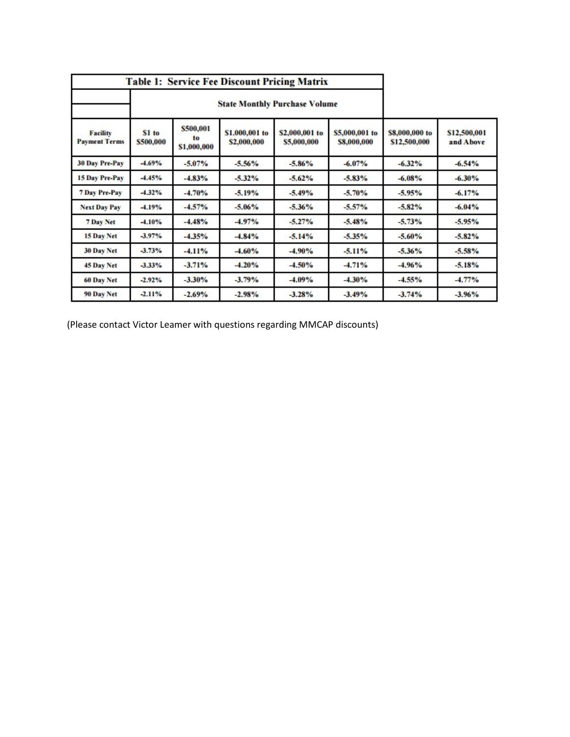| Table 1: Service Fee Discount Pricing Matrix | | | | | | | |
|---|---|---|---|---|---|---|---|
| | State Monthly Purchase Volume | | | | | | |
| Facility Payment Terms | $1 to $500,000 | $500,001 to $1,000,000 | $1.000,001 to $2,000,000 | $2,000,001 to $5,000,000 | $5,000,001 to $8,000,000 | $8,000,000 to $12,500,000 | $12,500,001 and Above |
| 30 Day Pre-Pay | -4.69% | -5.07% | -5.56% | -5.86% | -6.07% | -6.32% | -6.54% |
| 15 Day Pre-Pay | -4.45% | -4.83% | -5.32% | -5.62% | -5.83% | -6.08% | -6.30% |
| 7 Day Pre-Pay | -4.32% | -4.70% | -5.19% | -5.49% | -5.70% | -5.95% | -6.17% |
| Next Day Pay | -4.19% | -4.57% | -5.06% | -5.36% | -5.57% | -5.82% | -6.04% |
| 7 Day Net | -4.10% | -4.48% | -4.97% | -5.27% | -5.48% | -5.73% | -5.95% |
| 15 Day Net | -3.97% | -4.35% | -4.84% | -5.14% | -5.35% | -5.60% | -5.82% |
| 30 Day Net | -3.73% | -4.11% | -4.60% | -4.90% | -5.11% | -5.36% | -5.58% |
| 45 Day Net | -3.33% | -3.71% | -4.20% | -4.50% | -4.71% | -4.96% | -5.18% |
| 60 Day Net | -2.92% | -3.30% | -3.79% | -4.09% | -4.30% | -4.55% | -4.77% |
| 90 Day Net | -2.11% | -2.69% | -2.98% | -3.28% | -3.49% | -3.74% | -3.96% |

(Please contact Victor Leamer with questions regarding MMCAP discounts)